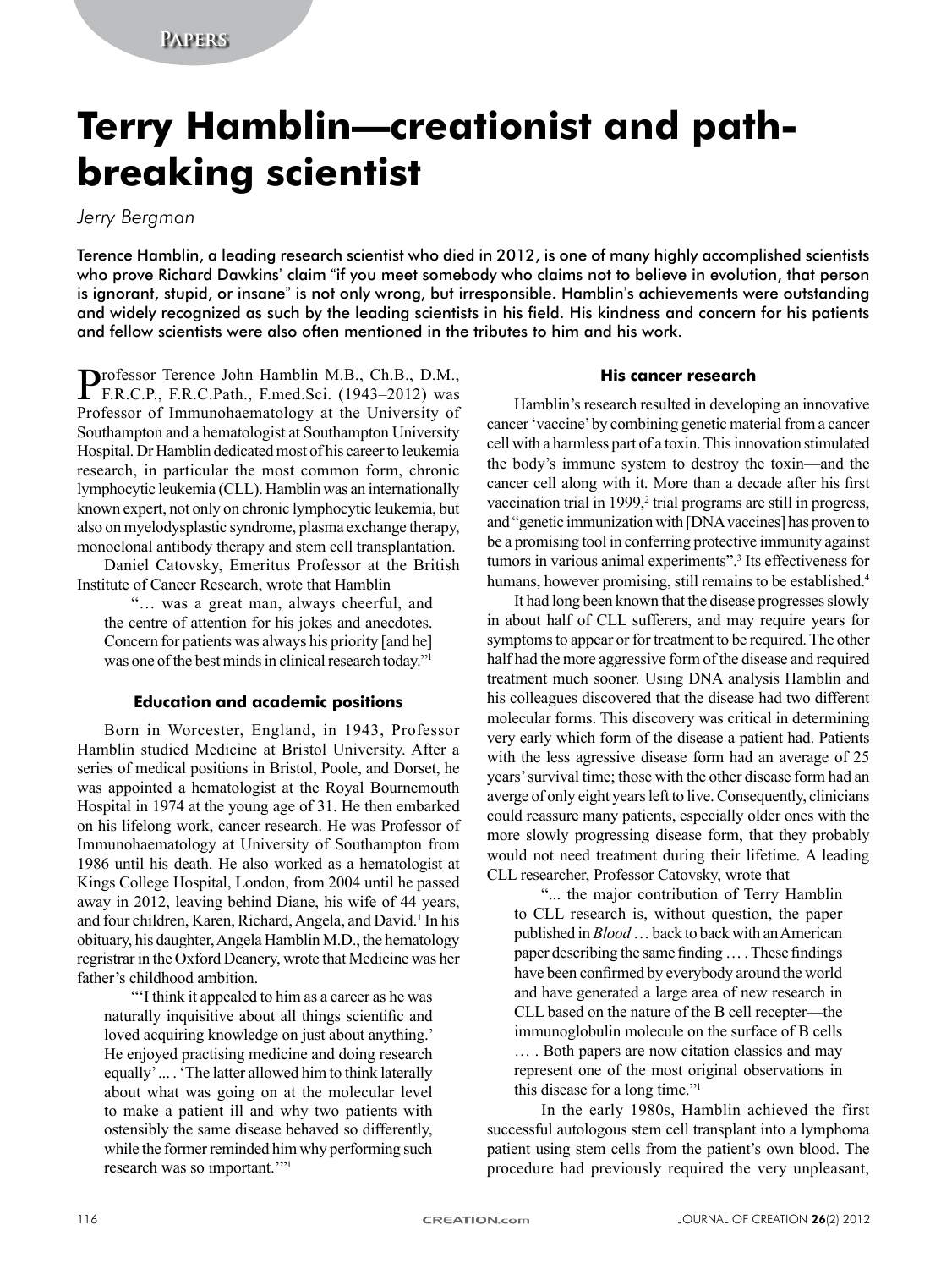# Terry Hamblin—creationist and path-breaking scientist

*Jerry Bergman*

Terence Hamblin, a leading research scientist who died in 2012, is one of many highly accomplished scientists who prove Richard Dawkins' claim "if you meet somebody who claims not to believe in evolution, that person is ignorant, stupid, or insane" is not only wrong, but irresponsible. Hamblin's achievements were outstanding and widely recognized as such by the leading scientists in his field. His kindness and concern for his patients and fellow scientists were also often mentioned in the tributes to him and his work.

Professor Terence John Hamblin M.B., Ch.B., D.M., F.R.C.P., F.R.C.Path., F.med.Sci. (1943–2012) was Professor of Immunohaematology at the University of Southampton and a hematologist at Southampton University Hospital. Dr Hamblin dedicated most of his career to leukemia research, in particular the most common form, chronic lymphocytic leukemia (CLL). Hamblin was an internationally known expert, not only on chronic lymphocytic leukemia, but also on myelodysplastic syndrome, plasma exchange therapy, monoclonal antibody therapy and stem cell transplantation.

Daniel Catovsky, Emeritus Professor at the British Institute of Cancer Research, wrote that Hamblin

> "… was a great man, always cheerful, and the centre of attention for his jokes and anecdotes. Concern for patients was always his priority [and he] was one of the best minds in clinical research today."[1]

### Education and academic positions

Born in Worcester, England, in 1943, Professor Hamblin studied Medicine at Bristol University. After a series of medical positions in Bristol, Poole, and Dorset, he was appointed a hematologist at the Royal Bournemouth Hospital in 1974 at the young age of 31. He then embarked on his lifelong work, cancer research. He was Professor of Immunohaematology at University of Southampton from 1986 until his death. He also worked as a hematologist at Kings College Hospital, London, from 2004 until he passed away in 2012, leaving behind Diane, his wife of 44 years, and four children, Karen, Richard, Angela, and David.[1] In his obituary, his daughter, Angela Hamblin M.D., the hematology regristrar in the Oxford Deanery, wrote that Medicine was her father's childhood ambition.

> "'I think it appealed to him as a career as he was naturally inquisitive about all things scientific and loved acquiring knowledge on just about anything.' He enjoyed practising medicine and doing research equally' ... . 'The latter allowed him to think laterally about what was going on at the molecular level to make a patient ill and why two patients with ostensibly the same disease behaved so differently, while the former reminded him why performing such research was so important.'"[1]

### His cancer research

Hamblin's research resulted in developing an innovative cancer 'vaccine' by combining genetic material from a cancer cell with a harmless part of a toxin. This innovation stimulated the body's immune system to destroy the toxin—and the cancer cell along with it. More than a decade after his first vaccination trial in 1999,[2] trial programs are still in progress, and "genetic immunization with [DNA vaccines] has proven to be a promising tool in conferring protective immunity against tumors in various animal experiments".[3] Its effectiveness for humans, however promising, still remains to be established.[4]

It had long been known that the disease progresses slowly in about half of CLL sufferers, and may require years for symptoms to appear or for treatment to be required. The other half had the more aggressive form of the disease and required treatment much sooner. Using DNA analysis Hamblin and his colleagues discovered that the disease had two different molecular forms. This discovery was critical in determining very early which form of the disease a patient had. Patients with the less agressive disease form had an average of 25 years' survival time; those with the other disease form had an averge of only eight years left to live. Consequently, clinicians could reassure many patients, especially older ones with the more slowly progressing disease form, that they probably would not need treatment during their lifetime. A leading CLL researcher, Professor Catovsky, wrote that

> "... the major contribution of Terry Hamblin to CLL research is, without question, the paper published in *Blood* … back to back with an American paper describing the same finding … . These findings have been confirmed by everybody around the world and have generated a large area of new research in CLL based on the nature of the B cell recepter—the immunoglobulin molecule on the surface of B cells … . Both papers are now citation classics and may represent one of the most original observations in this disease for a long time."[1]

In the early 1980s, Hamblin achieved the first successful autologous stem cell transplant into a lymphoma patient using stem cells from the patient's own blood. The procedure had previously required the very unpleasant,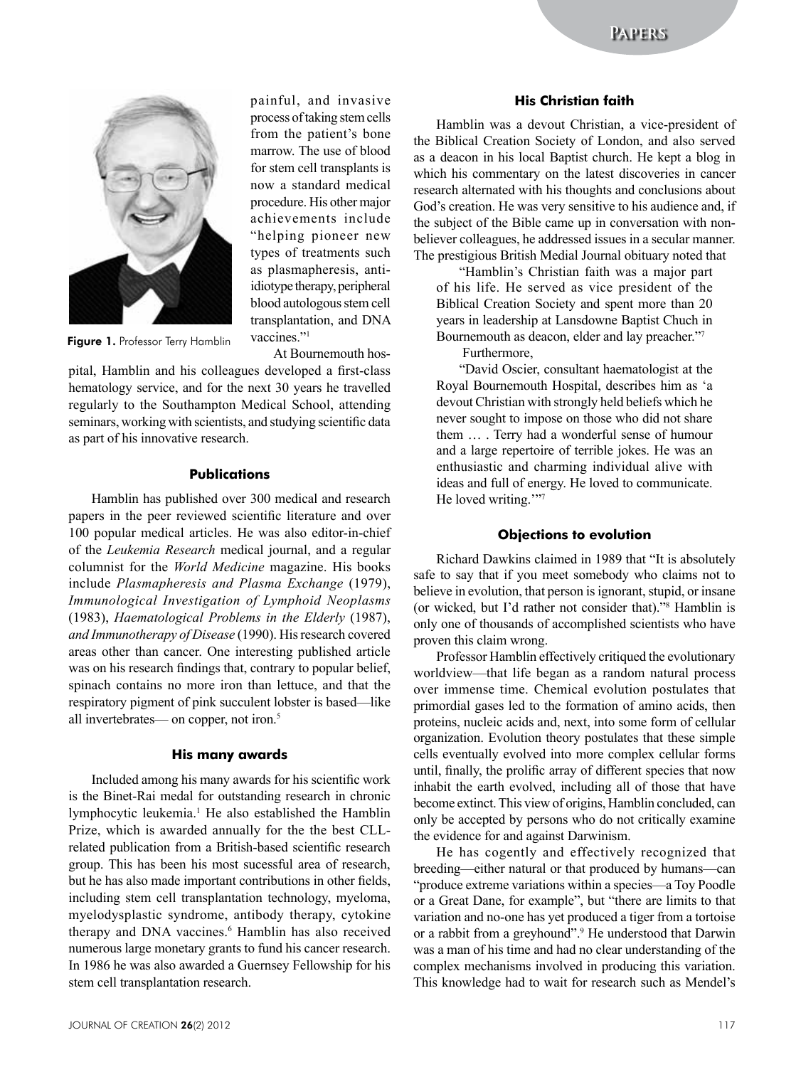painful, and invasive process of taking stem cells from the patient's bone marrow. The use of blood for stem cell transplants is now a standard medical procedure. His other major achievements include "helping pioneer new types of treatments such as plasmapheresis, anti-idiotype therapy, peripheral blood autologous stem cell transplantation, and DNA vaccines."[1]

**Figure 1.** Professor Terry Hamblin

At Bournemouth hospital, Hamblin and his colleagues developed a first-class hematology service, and for the next 30 years he travelled regularly to the Southampton Medical School, attending seminars, working with scientists, and studying scientific data as part of his innovative research.

### Publications

Hamblin has published over 300 medical and research papers in the peer reviewed scientific literature and over 100 popular medical articles. He was also editor-in-chief of the *Leukemia Research* medical journal, and a regular columnist for the *World Medicine* magazine. His books include *Plasmapheresis and Plasma Exchange* (1979), *Immunological Investigation of Lymphoid Neoplasms* (1983), *Haematological Problems in the Elderly* (1987), *and Immunotherapy of Disease* (1990). His research covered areas other than cancer. One interesting published article was on his research findings that, contrary to popular belief, spinach contains no more iron than lettuce, and that the respiratory pigment of pink succulent lobster is based—like all invertebrates— on copper, not iron.[5]

### His many awards

Included among his many awards for his scientific work is the Binet-Rai medal for outstanding research in chronic lymphocytic leukemia.[1] He also established the Hamblin Prize, which is awarded annually for the the best CLL-related publication from a British-based scientific research group. This has been his most sucessful area of research, but he has also made important contributions in other fields, including stem cell transplantation technology, myeloma, myelodysplastic syndrome, antibody therapy, cytokine therapy and DNA vaccines.[6] Hamblin has also received numerous large monetary grants to fund his cancer research. In 1986 he was also awarded a Guernsey Fellowship for his stem cell transplantation research.

### His Christian faith

Hamblin was a devout Christian, a vice-president of the Biblical Creation Society of London, and also served as a deacon in his local Baptist church. He kept a blog in which his commentary on the latest discoveries in cancer research alternated with his thoughts and conclusions about God's creation. He was very sensitive to his audience and, if the subject of the Bible came up in conversation with non-believer colleagues, he addressed issues in a secular manner. The prestigious British Medial Journal obituary noted that

> "Hamblin's Christian faith was a major part of his life. He served as vice president of the Biblical Creation Society and spent more than 20 years in leadership at Lansdowne Baptist Chuch in Bournemouth as deacon, elder and lay preacher."[7]

Furthermore,

> "David Oscier, consultant haematologist at the Royal Bournemouth Hospital, describes him as 'a devout Christian with strongly held beliefs which he never sought to impose on those who did not share them … . Terry had a wonderful sense of humour and a large repertoire of terrible jokes. He was an enthusiastic and charming individual alive with ideas and full of energy. He loved to communicate. He loved writing.'"[7]

### Objections to evolution

Richard Dawkins claimed in 1989 that "It is absolutely safe to say that if you meet somebody who claims not to believe in evolution, that person is ignorant, stupid, or insane (or wicked, but I'd rather not consider that)."[8] Hamblin is only one of thousands of accomplished scientists who have proven this claim wrong.

Professor Hamblin effectively critiqued the evolutionary worldview—that life began as a random natural process over immense time. Chemical evolution postulates that primordial gases led to the formation of amino acids, then proteins, nucleic acids and, next, into some form of cellular organization. Evolution theory postulates that these simple cells eventually evolved into more complex cellular forms until, finally, the prolific array of different species that now inhabit the earth evolved, including all of those that have become extinct. This view of origins, Hamblin concluded, can only be accepted by persons who do not critically examine the evidence for and against Darwinism.

He has cogently and effectively recognized that breeding—either natural or that produced by humans—can "produce extreme variations within a species—a Toy Poodle or a Great Dane, for example", but "there are limits to that variation and no-one has yet produced a tiger from a tortoise or a rabbit from a greyhound".[9] He understood that Darwin was a man of his time and had no clear understanding of the complex mechanisms involved in producing this variation. This knowledge had to wait for research such as Mendel's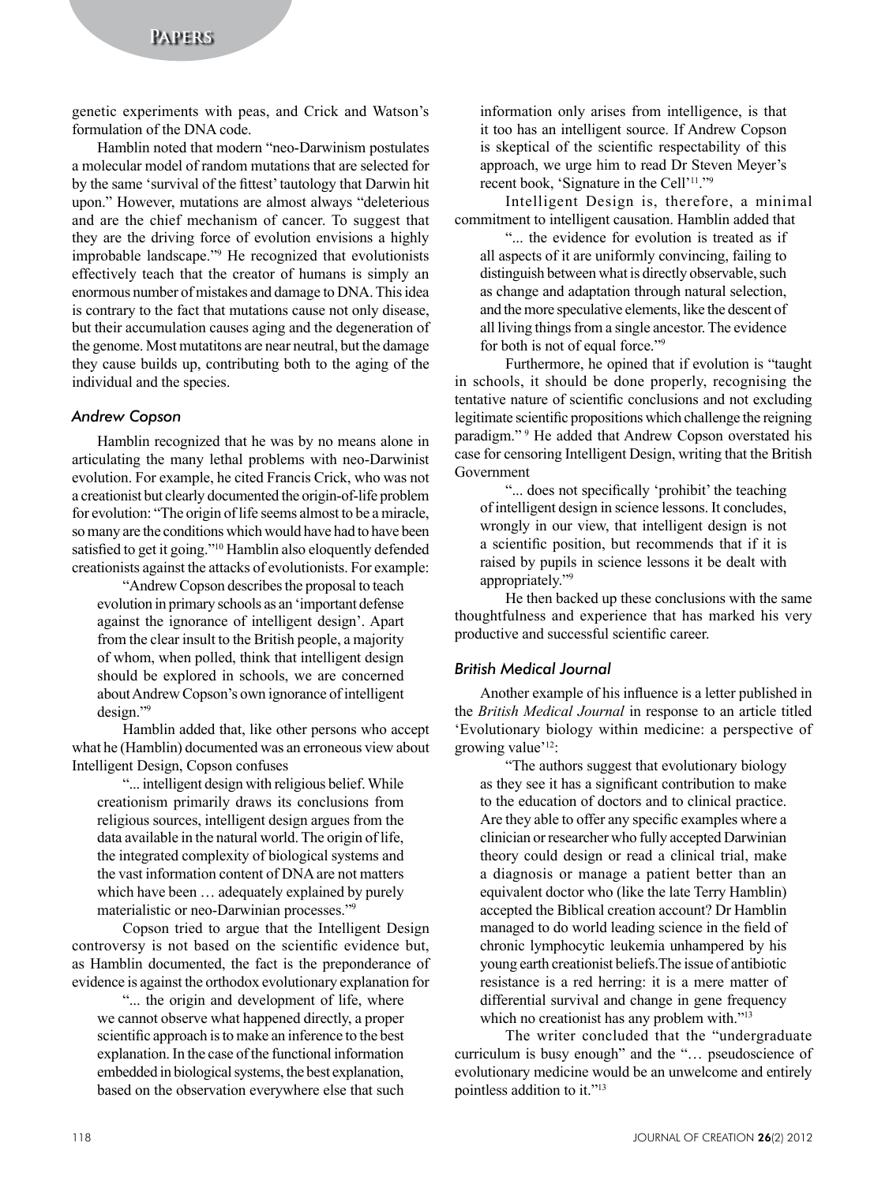genetic experiments with peas, and Crick and Watson's formulation of the DNA code.

Hamblin noted that modern "neo-Darwinism postulates a molecular model of random mutations that are selected for by the same 'survival of the fittest' tautology that Darwin hit upon." However, mutations are almost always "deleterious and are the chief mechanism of cancer. To suggest that they are the driving force of evolution envisions a highly improbable landscape."[9] He recognized that evolutionists effectively teach that the creator of humans is simply an enormous number of mistakes and damage to DNA. This idea is contrary to the fact that mutations cause not only disease, but their accumulation causes aging and the degeneration of the genome. Most mutatitons are near neutral, but the damage they cause builds up, contributing both to the aging of the individual and the species.

### *Andrew Copson*

Hamblin recognized that he was by no means alone in articulating the many lethal problems with neo-Darwinist evolution. For example, he cited Francis Crick, who was not a creationist but clearly documented the origin-of-life problem for evolution: "The origin of life seems almost to be a miracle, so many are the conditions which would have had to have been satisfied to get it going."[10] Hamblin also eloquently defended creationists against the attacks of evolutionists. For example:

> "Andrew Copson describes the proposal to teach evolution in primary schools as an 'important defense against the ignorance of intelligent design'. Apart from the clear insult to the British people, a majority of whom, when polled, think that intelligent design should be explored in schools, we are concerned about Andrew Copson's own ignorance of intelligent design."[9]

Hamblin added that, like other persons who accept what he (Hamblin) documented was an erroneous view about Intelligent Design, Copson confuses

> "... intelligent design with religious belief. While creationism primarily draws its conclusions from religious sources, intelligent design argues from the data available in the natural world. The origin of life, the integrated complexity of biological systems and the vast information content of DNA are not matters which have been … adequately explained by purely materialistic or neo-Darwinian processes."[9]

Copson tried to argue that the Intelligent Design controversy is not based on the scientific evidence but, as Hamblin documented, the fact is the preponderance of evidence is against the orthodox evolutionary explanation for

> "... the origin and development of life, where we cannot observe what happened directly, a proper scientific approach is to make an inference to the best explanation. In the case of the functional information embedded in biological systems, the best explanation, based on the observation everywhere else that such information only arises from intelligence, is that it too has an intelligent source. If Andrew Copson is skeptical of the scientific respectability of this approach, we urge him to read Dr Steven Meyer's recent book, 'Signature in the Cell'[11]."[9]

Intelligent Design is, therefore, a minimal commitment to intelligent causation. Hamblin added that

> "... the evidence for evolution is treated as if all aspects of it are uniformly convincing, failing to distinguish between what is directly observable, such as change and adaptation through natural selection, and the more speculative elements, like the descent of all living things from a single ancestor. The evidence for both is not of equal force."[9]

Furthermore, he opined that if evolution is "taught in schools, it should be done properly, recognising the tentative nature of scientific conclusions and not excluding legitimate scientific propositions which challenge the reigning paradigm." [9] He added that Andrew Copson overstated his case for censoring Intelligent Design, writing that the British Government

> "... does not specifically 'prohibit' the teaching of intelligent design in science lessons. It concludes, wrongly in our view, that intelligent design is not a scientific position, but recommends that if it is raised by pupils in science lessons it be dealt with appropriately."[9]

He then backed up these conclusions with the same thoughtfulness and experience that has marked his very productive and successful scientific career.

### *British Medical Journal*

Another example of his influence is a letter published in the *British Medical Journal* in response to an article titled 'Evolutionary biology within medicine: a perspective of growing value'[12]:

> "The authors suggest that evolutionary biology as they see it has a significant contribution to make to the education of doctors and to clinical practice. Are they able to offer any specific examples where a clinician or researcher who fully accepted Darwinian theory could design or read a clinical trial, make a diagnosis or manage a patient better than an equivalent doctor who (like the late Terry Hamblin) accepted the Biblical creation account? Dr Hamblin managed to do world leading science in the field of chronic lymphocytic leukemia unhampered by his young earth creationist beliefs.The issue of antibiotic resistance is a red herring: it is a mere matter of differential survival and change in gene frequency which no creationist has any problem with."[13]

The writer concluded that the "undergraduate curriculum is busy enough" and the "… pseudoscience of evolutionary medicine would be an unwelcome and entirely pointless addition to it."[13]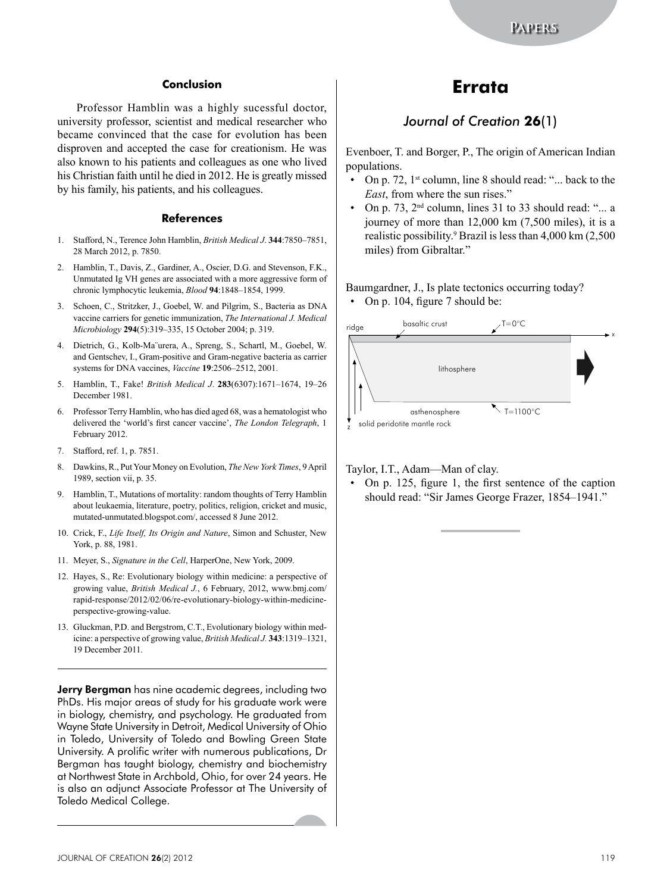### Conclusion

Professor Hamblin was a highly sucessful doctor, university professor, scientist and medical researcher who became convinced that the case for evolution has been disproven and accepted the case for creationism. He was also known to his patients and colleagues as one who lived his Christian faith until he died in 2012. He is greatly missed by his family, his patients, and his colleagues.

### References

1. Stafford, N., Terence John Hamblin, *British Medical J.* **344**:7850–7851, 28 March 2012, p. 7850.
2. Hamblin, T., Davis, Z., Gardiner, A., Oscier, D.G. and Stevenson, F.K., Unmutated Ig VH genes are associated with a more aggressive form of chronic lymphocytic leukemia, *Blood* **94**:1848–1854, 1999.
3. Schoen, C., Stritzker, J., Goebel, W. and Pilgrim, S., Bacteria as DNA vaccine carriers for genetic immunization, *The International J. Medical Microbiology* **294**(5):319–335, 15 October 2004; p. 319.
4. Dietrich, G., Kolb-Ma¨urera, A., Spreng, S., Schartl, M., Goebel, W. and Gentschev, I., Gram-positive and Gram-negative bacteria as carrier systems for DNA vaccines, *Vaccine* **19**:2506–2512, 2001.
5. Hamblin, T., Fake! *British Medical J.* **283**(6307):1671–1674, 19–26 December 1981.
6. Professor Terry Hamblin, who has died aged 68, was a hematologist who delivered the 'world's first cancer vaccine', *The London Telegraph*, 1 February 2012.
7. Stafford, ref. 1, p. 7851.
8. Dawkins, R., Put Your Money on Evolution, *The New York Times*, 9 April 1989, section vii, p. 35.
9. Hamblin, T., Mutations of mortality: random thoughts of Terry Hamblin about leukaemia, literature, poetry, politics, religion, cricket and music, mutated-unmutated.blogspot.com/, accessed 8 June 2012.
10. Crick, F., *Life Itself, Its Origin and Nature*, Simon and Schuster, New York, p. 88, 1981.
11. Meyer, S., *Signature in the Cell*, HarperOne, New York, 2009.
12. Hayes, S., Re: Evolutionary biology within medicine: a perspective of growing value, *British Medical J.*, 6 February, 2012, www.bmj.com/rapid-response/2012/02/06/re-evolutionary-biology-within-medicine-perspective-growing-value.
13. Gluckman, P.D. and Bergstrom, C.T., Evolutionary biology within medicine: a perspective of growing value, *British Medical J.* **343**:1319–1321, 19 December 2011.

**Jerry Bergman** has nine academic degrees, including two PhDs. His major areas of study for his graduate work were in biology, chemistry, and psychology. He graduated from Wayne State University in Detroit, Medical University of Ohio in Toledo, University of Toledo and Bowling Green State University. A prolific writer with numerous publications, Dr Bergman has taught biology, chemistry and biochemistry at Northwest State in Archbold, Ohio, for over 24 years. He is also an adjunct Associate Professor at The University of Toledo Medical College.

# Errata

## *Journal of Creation* 26(1)

Evenboer, T. and Borger, P., The origin of American Indian populations.

- On p. 72, 1st column, line 8 should read: "... back to the *East*, from where the sun rises."
- On p. 73, 2nd column, lines 31 to 33 should read: "... a journey of more than 12,000 km (7,500 miles), it is a realistic possibility.[9] Brazil is less than 4,000 km (2,500 miles) from Gibraltar."

Baumgardner, J., Is plate tectonics occurring today?

- On p. 104, figure 7 should be:

ridge
basaltic crust
T=0°C
x
lithosphere
asthenosphere
T=1100°C
z
solid peridotite mantle rock

Taylor, I.T., Adam—Man of clay.

- On p. 125, figure 1, the first sentence of the caption should read: "Sir James George Frazer, 1854–1941."